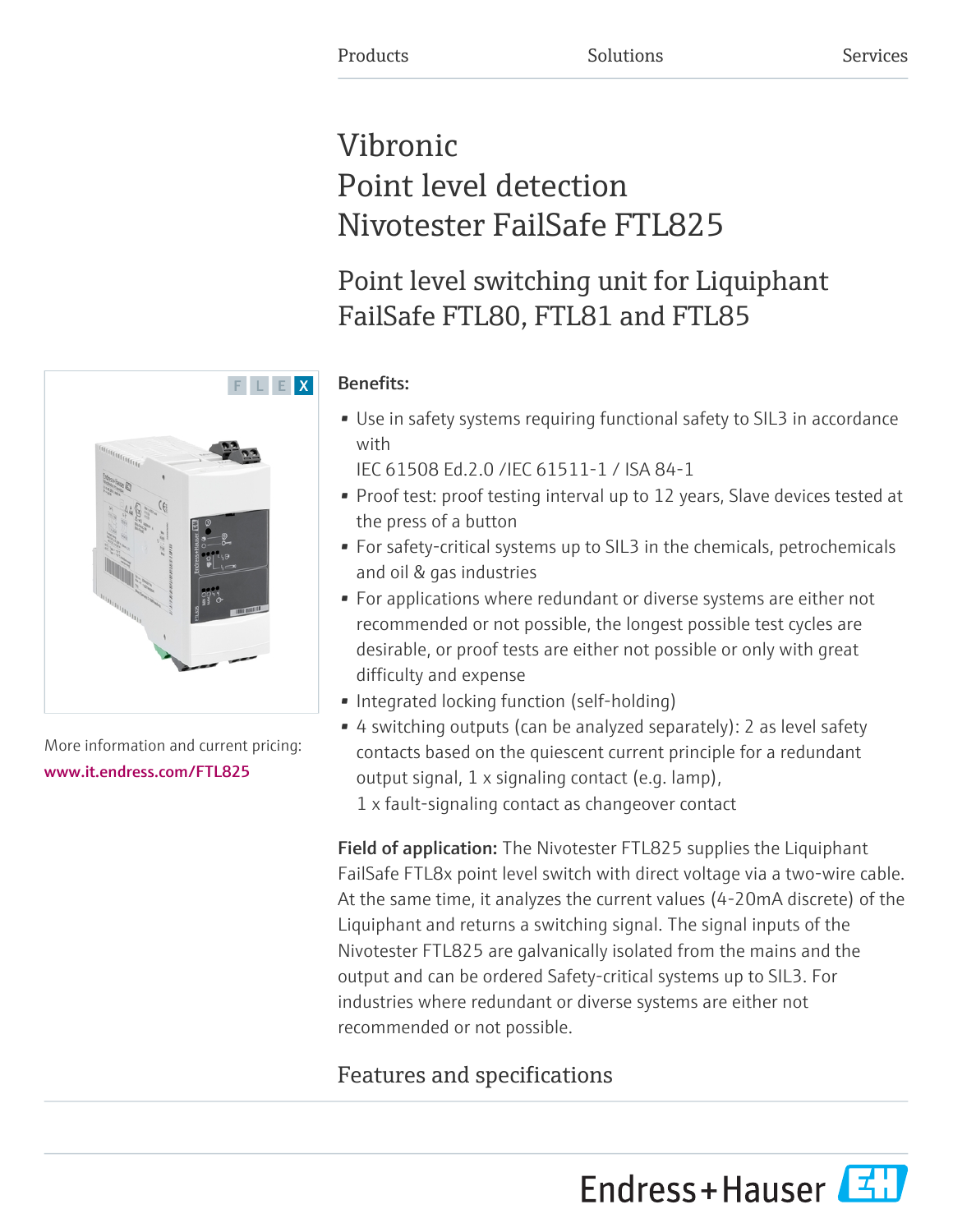Products Solutions Services

# Vibronic
# Point level detection
# Nivotester FailSafe FTL825

## Point level switching unit for Liquiphant FailSafe FTL80, FTL81 and FTL85

FLEX

More information and current pricing:
www.it.endress.com/FTL825

**Benefits:**

- Use in safety systems requiring functional safety to SIL3 in accordance with IEC 61508 Ed.2.0 /IEC 61511-1 / ISA 84-1
- Proof test: proof testing interval up to 12 years, Slave devices tested at the press of a button
- For safety-critical systems up to SIL3 in the chemicals, petrochemicals and oil & gas industries
- For applications where redundant or diverse systems are either not recommended or not possible, the longest possible test cycles are desirable, or proof tests are either not possible or only with great difficulty and expense
- Integrated locking function (self-holding)
- 4 switching outputs (can be analyzed separately): 2 as level safety contacts based on the quiescent current principle for a redundant output signal, 1 x signaling contact (e.g. lamp), 1 x fault-signaling contact as changeover contact

**Field of application:** The Nivotester FTL825 supplies the Liquiphant FailSafe FTL8x point level switch with direct voltage via a two-wire cable. At the same time, it analyzes the current values (4-20mA discrete) of the Liquiphant and returns a switching signal. The signal inputs of the Nivotester FTL825 are galvanically isolated from the mains and the output and can be ordered Safety-critical systems up to SIL3. For industries where redundant or diverse systems are either not recommended or not possible.

## Features and specifications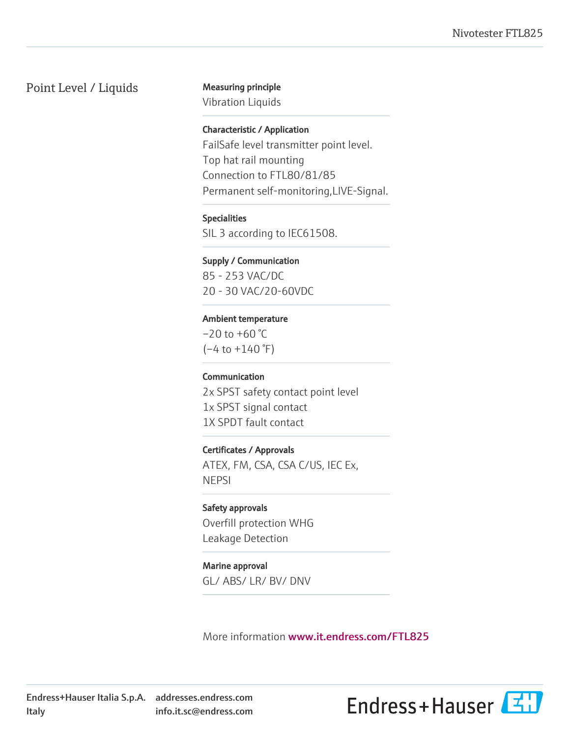## Point Level / Liquids

**Measuring principle**
Vibration Liquids

**Characteristic / Application**
FailSafe level transmitter point level.
Top hat rail mounting
Connection to FTL80/81/85
Permanent self-monitoring,LIVE-Signal.

**Specialities**
SIL 3 according to IEC61508.

**Supply / Communication**
85 - 253 VAC/DC
20 - 30 VAC/20-60VDC

**Ambient temperature**
−20 to +60 °C
(−4 to +140 °F)

**Communication**
2x SPST safety contact point level
1x SPST signal contact
1X SPDT fault contact

**Certificates / Approvals**
ATEX, FM, CSA, CSA C/US, IEC Ex,
NEPSI

**Safety approvals**
Overfill protection WHG
Leakage Detection

**Marine approval**
GL/ ABS/ LR/ BV/ DNV

More information **www.it.endress.com/FTL825**

Endress+Hauser Italia S.p.A.
Italy

addresses.endress.com
info.it.sc@endress.com

Endress+Hauser